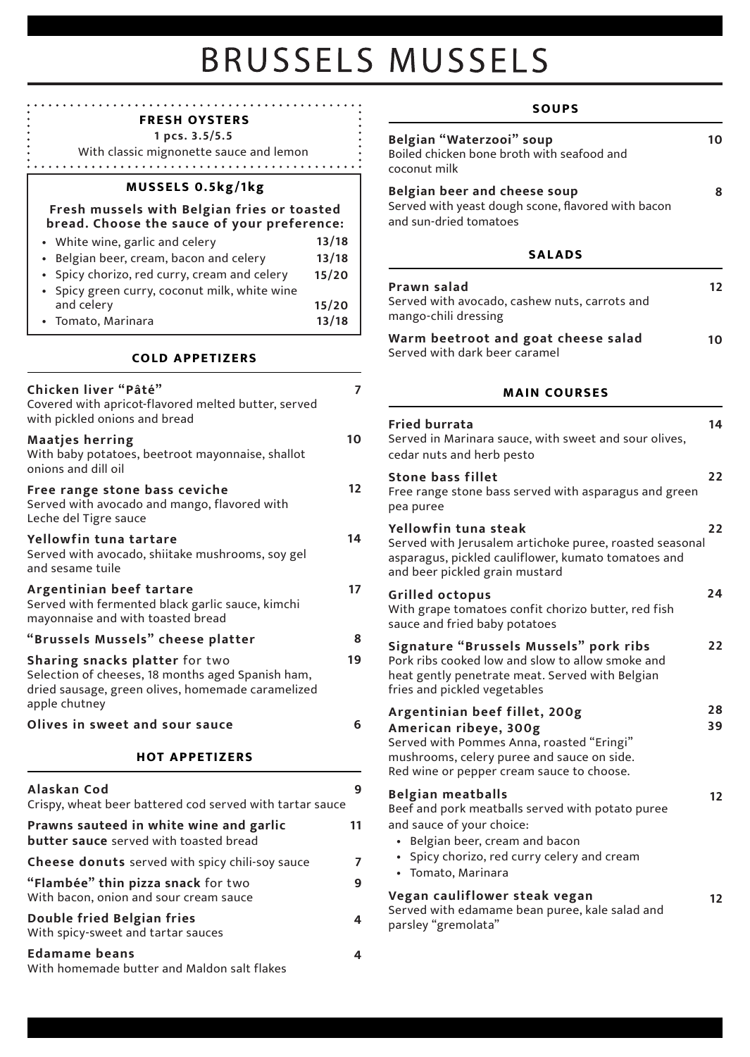# BRUSSELS MUSSELS

## FRESH OYSTERS

**1 pcs. 3.5/5.5**

With classic mignonette sauce and lemon

## MUSSELS 0.5kg/1kg

**Fresh mussels with Belgian fries or toasted bread. Choose the sauce of your preference:**

- White wine, garlic and celery — 13/18
- Belgian beer, cream, bacon and celery — 13/18
- Spicy chorizo, red curry, cream and celery — 15/20
- Spicy green curry, coconut milk, white wine and celery — 15/20
- Tomato, Marinara — 13/18

## COLD APPETIZERS

**Chicken liver "Pâté"** — 7
Covered with apricot-flavored melted butter, served with pickled onions and bread

**Maatjes herring** — 10
With baby potatoes, beetroot mayonnaise, shallot onions and dill oil

**Free range stone bass ceviche** — 12
Served with avocado and mango, flavored with Leche del Tigre sauce

**Yellowfin tuna tartare** — 14
Served with avocado, shiitake mushrooms, soy gel and sesame tuile

**Argentinian beef tartare** — 17
Served with fermented black garlic sauce, kimchi mayonnaise and with toasted bread

**"Brussels Mussels" cheese platter** — 8

**Sharing snacks platter** for two — 19
Selection of cheeses, 18 months aged Spanish ham, dried sausage, green olives, homemade caramelized apple chutney

**Olives in sweet and sour sauce** — 6

## HOT APPETIZERS

**Alaskan Cod** — 9
Crispy, wheat beer battered cod served with tartar sauce

**Prawns sauteed in white wine and garlic butter sauce** served with toasted bread — 11

**Cheese donuts** served with spicy chili-soy sauce — 7

**"Flambée" thin pizza snack** for two — 9
With bacon, onion and sour cream sauce

**Double fried Belgian fries** — 4
With spicy-sweet and tartar sauces

**Edamame beans** — 4
With homemade butter and Maldon salt flakes

## SOUPS

**Belgian "Waterzooi" soup** — 10
Boiled chicken bone broth with seafood and coconut milk

**Belgian beer and cheese soup** — 8
Served with yeast dough scone, flavored with bacon and sun-dried tomatoes

## SALADS

**Prawn salad** — 12
Served with avocado, cashew nuts, carrots and mango-chili dressing

**Warm beetroot and goat cheese salad** — 10
Served with dark beer caramel

## MAIN COURSES

**Fried burrata** — 14
Served in Marinara sauce, with sweet and sour olives, cedar nuts and herb pesto

**Stone bass fillet** — 22
Free range stone bass served with asparagus and green pea puree

**Yellowfin tuna steak** — 22
Served with Jerusalem artichoke puree, roasted seasonal asparagus, pickled cauliflower, kumato tomatoes and and beer pickled grain mustard

**Grilled octopus** — 24
With grape tomatoes confit chorizo butter, red fish sauce and fried baby potatoes

**Signature "Brussels Mussels" pork ribs** — 22
Pork ribs cooked low and slow to allow smoke and heat gently penetrate meat. Served with Belgian fries and pickled vegetables

**Argentinian beef fillet, 200g** — 28
**American ribeye, 300g** — 39
Served with Pommes Anna, roasted "Eringi" mushrooms, celery puree and sauce on side. Red wine or pepper cream sauce to choose.

**Belgian meatballs** — 12
Beef and pork meatballs served with potato puree and sauce of your choice:

- Belgian beer, cream and bacon
- Spicy chorizo, red curry celery and cream
- Tomato, Marinara

**Vegan cauliflower steak vegan** — 12
Served with edamame bean puree, kale salad and parsley "gremolata"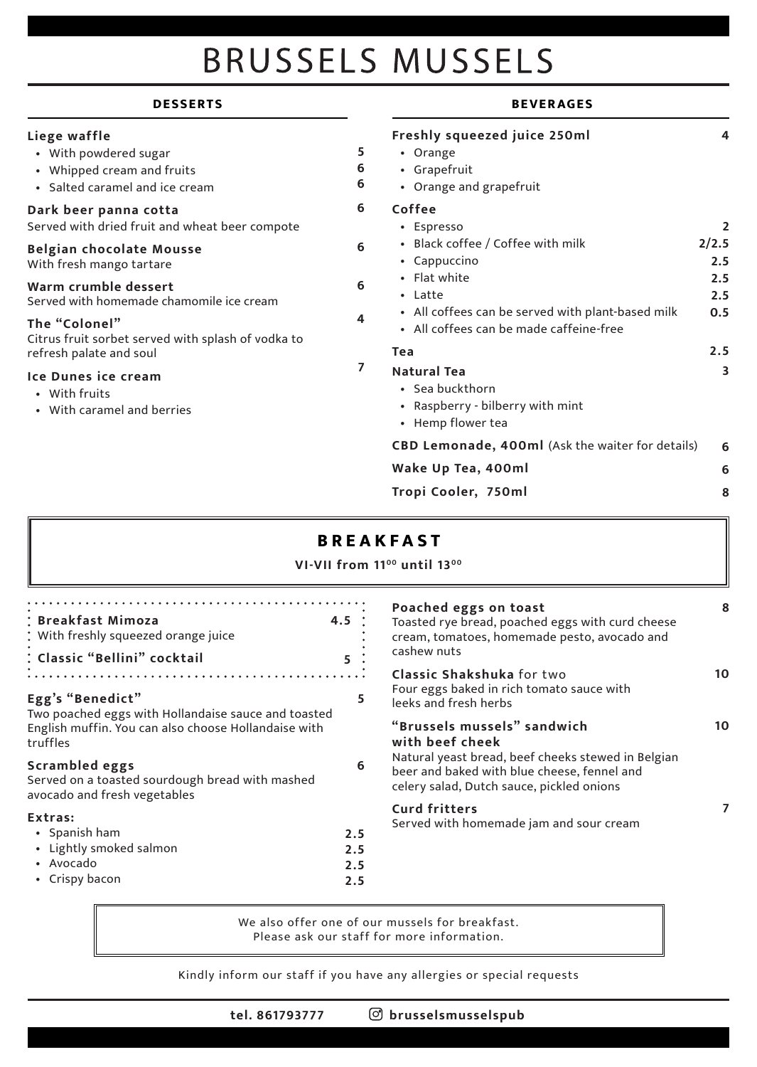# BRUSSELS MUSSELS

## DESSERTS

**Liege waffle**

- With powdered sugar — 5
- Whipped cream and fruits — 6
- Salted caramel and ice cream — 6

**Dark beer panna cotta** — 6
Served with dried fruit and wheat beer compote

**Belgian chocolate Mousse** — 6
With fresh mango tartare

**Warm crumble dessert** — 6
Served with homemade chamomile ice cream

**The "Colonel"** — 4
Citrus fruit sorbet served with splash of vodka to refresh palate and soul

**Ice Dunes ice cream** — 7

- With fruits
- With caramel and berries

## BEVERAGES

**Freshly squeezed juice 250ml** — 4

- Orange
- Grapefruit
- Orange and grapefruit

**Coffee**

- Espresso — 2
- Black coffee / Coffee with milk — 2/2.5
- Cappuccino — 2.5
- Flat white — 2.5
- Latte — 2.5
- All coffees can be served with plant-based milk — 0.5
- All coffees can be made caffeine-free

**Tea** — 2.5

**Natural Tea** — 3

- Sea buckthorn
- Raspberry - bilberry with mint
- Hemp flower tea

**CBD Lemonade, 400ml** (Ask the waiter for details) — 6

**Wake Up Tea, 400ml** — 6

**Tropi Cooler, 750ml** — 8

## BREAKFAST

**VI-VII from 11:00 until 13:00**

**Breakfast Mimoza** — 4.5
With freshly squeezed orange juice

**Classic "Bellini" cocktail** — 5

**Egg's "Benedict"** — 5
Two poached eggs with Hollandaise sauce and toasted English muffin. You can also choose Hollandaise with truffles

**Scrambled eggs** — 6
Served on a toasted sourdough bread with mashed avocado and fresh vegetables

**Extras:**

- Spanish ham — 2.5
- Lightly smoked salmon — 2.5
- Avocado — 2.5
- Crispy bacon — 2.5

**Poached eggs on toast** — 8
Toasted rye bread, poached eggs with curd cheese cream, tomatoes, homemade pesto, avocado and cashew nuts

**Classic Shakshuka** for two — 10
Four eggs baked in rich tomato sauce with leeks and fresh herbs

**"Brussels mussels" sandwich with beef cheek** — 10
Natural yeast bread, beef cheeks stewed in Belgian beer and baked with blue cheese, fennel and celery salad, Dutch sauce, pickled onions

**Curd fritters** — 7
Served with homemade jam and sour cream

We also offer one of our mussels for breakfast.
Please ask our staff for more information.

Kindly inform our staff if you have any allergies or special requests

**tel. 861793777** **brusselsmusselspub**